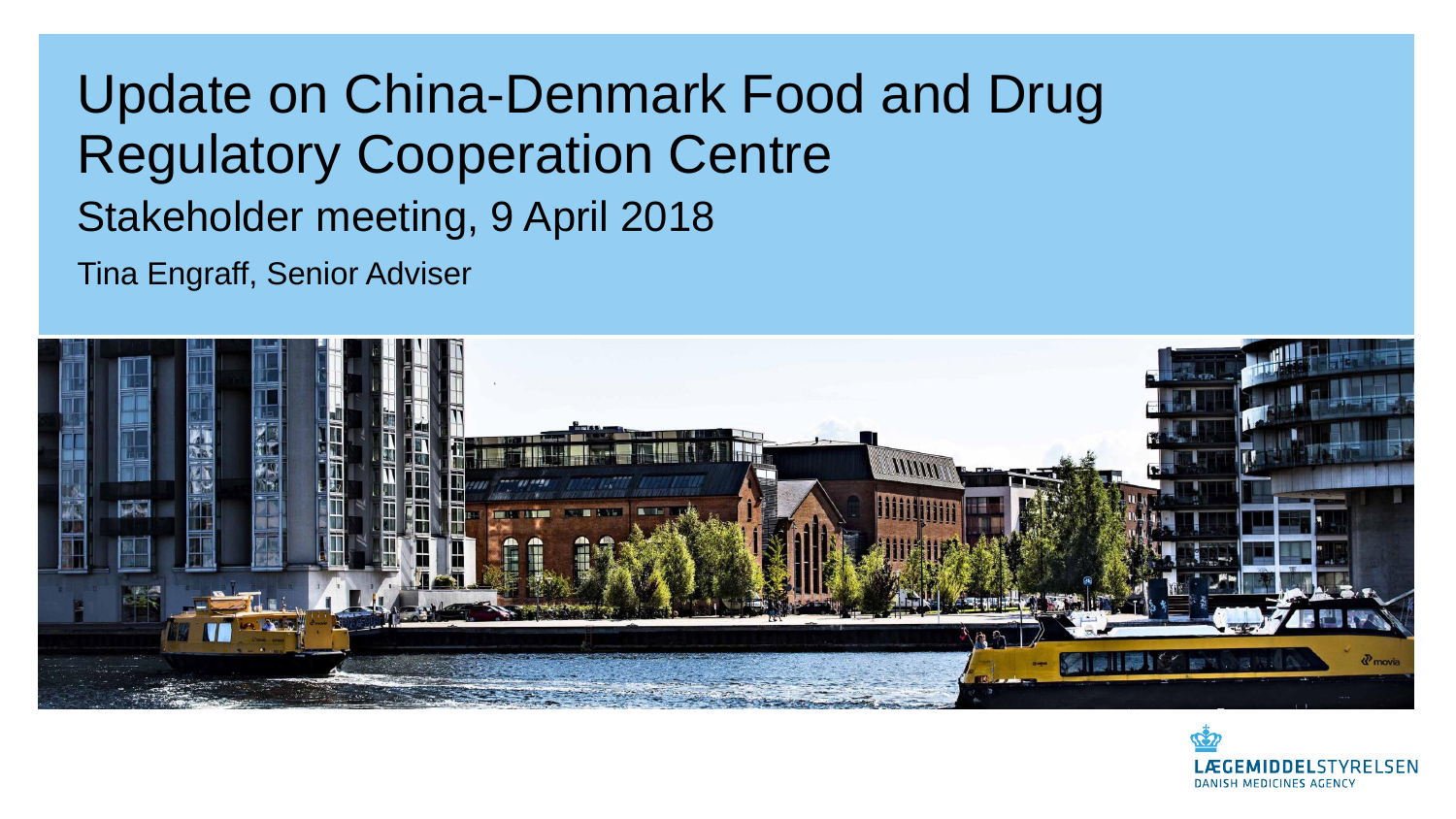# Update on China-Denmark Food and Drug Regulatory Cooperation Centre

## Stakeholder meeting, 9 April 2018

Tina Engraff, Senior Adviser

LÆGEMIDDELSTYRELSEN
DANISH MEDICINES AGENCY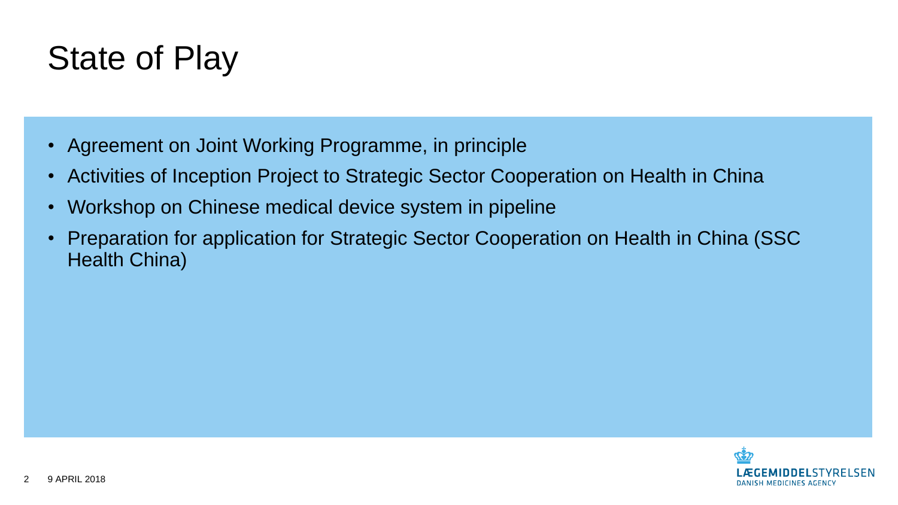# State of Play

- Agreement on Joint Working Programme, in principle
- Activities of Inception Project to Strategic Sector Cooperation on Health in China
- Workshop on Chinese medical device system in pipeline
- Preparation for application for Strategic Sector Cooperation on Health in China (SSC Health China)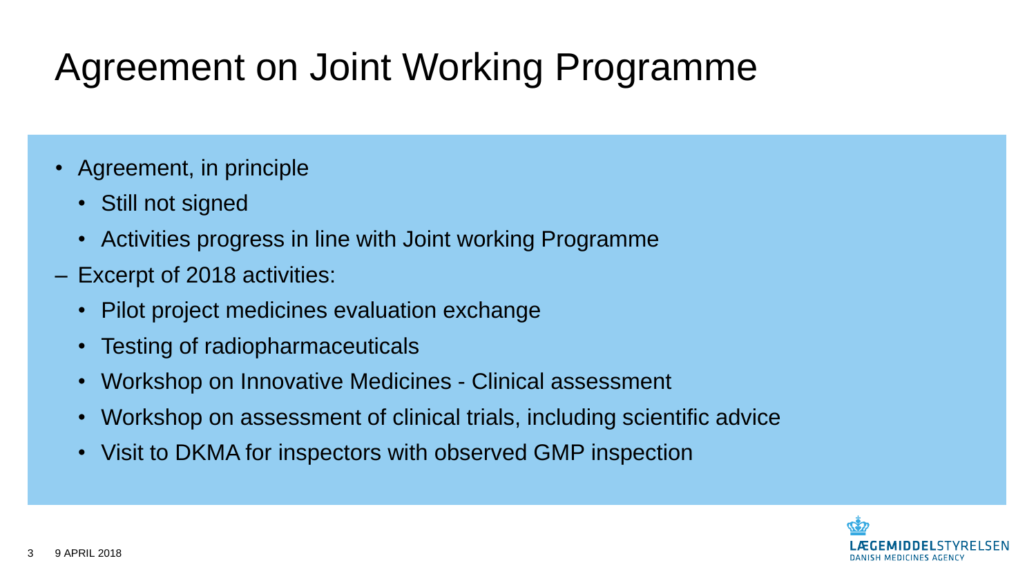# Agreement on Joint Working Programme

- Agreement, in principle
  - Still not signed
  - Activities progress in line with Joint working Programme
- Excerpt of 2018 activities:
  - Pilot project medicines evaluation exchange
  - Testing of radiopharmaceuticals
  - Workshop on Innovative Medicines - Clinical assessment
  - Workshop on assessment of clinical trials, including scientific advice
  - Visit to DKMA for inspectors with observed GMP inspection

9 APRIL 2018

LÆGEMIDDELSTYRELSEN
DANISH MEDICINES AGENCY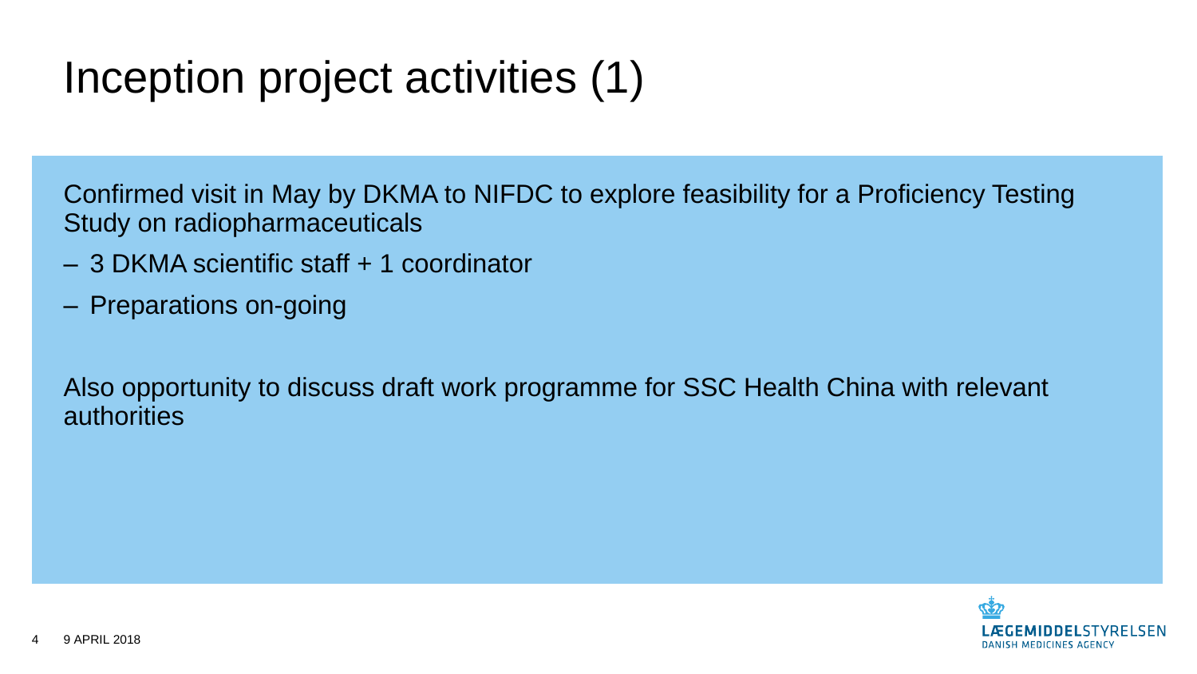# Inception project activities (1)

Confirmed visit in May by DKMA to NIFDC to explore feasibility for a Proficiency Testing Study on radiopharmaceuticals

- 3 DKMA scientific staff + 1 coordinator
- Preparations on-going

Also opportunity to discuss draft work programme for SSC Health China with relevant authorities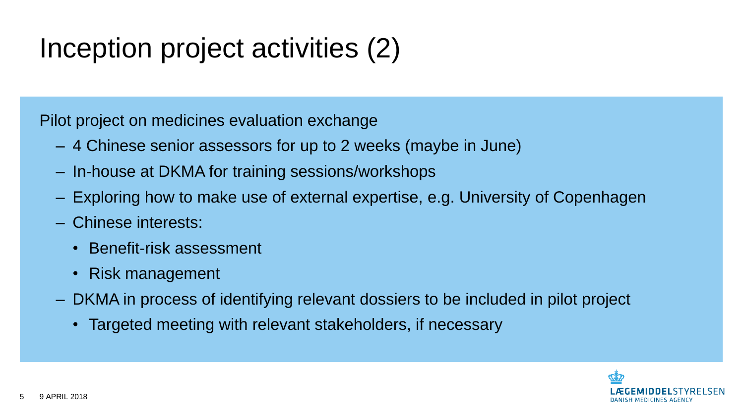# Inception project activities (2)

Pilot project on medicines evaluation exchange

- 4 Chinese senior assessors for up to 2 weeks (maybe in June)
- In-house at DKMA for training sessions/workshops
- Exploring how to make use of external expertise, e.g. University of Copenhagen
- Chinese interests:
  - Benefit-risk assessment
  - Risk management
- DKMA in process of identifying relevant dossiers to be included in pilot project
  - Targeted meeting with relevant stakeholders, if necessary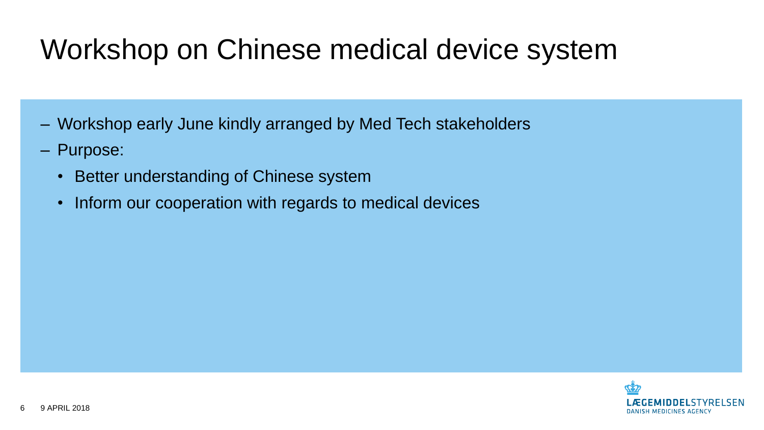# Workshop on Chinese medical device system

- Workshop early June kindly arranged by Med Tech stakeholders
- Purpose:
  - Better understanding of Chinese system
  - Inform our cooperation with regards to medical devices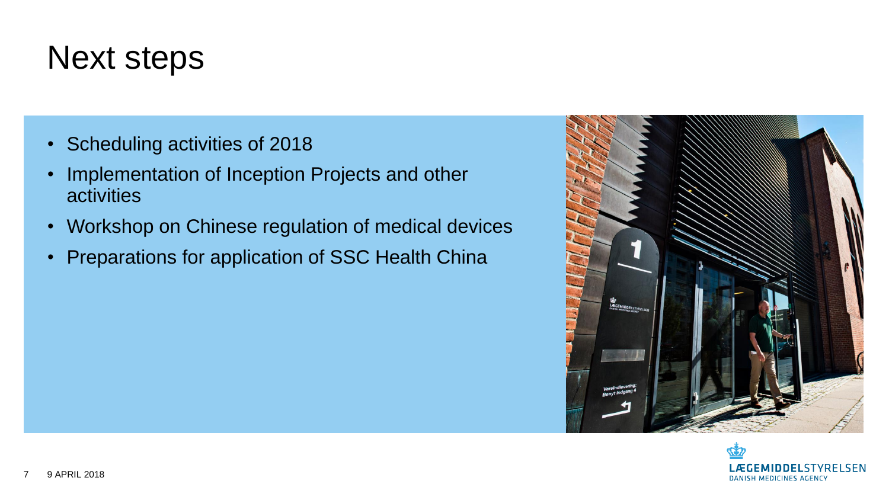# Next steps

- Scheduling activities of 2018
- Implementation of Inception Projects and other activities
- Workshop on Chinese regulation of medical devices
- Preparations for application of SSC Health China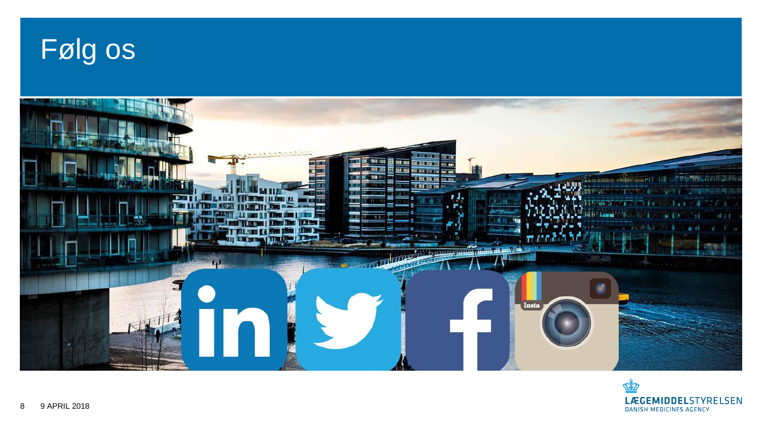# Følg os